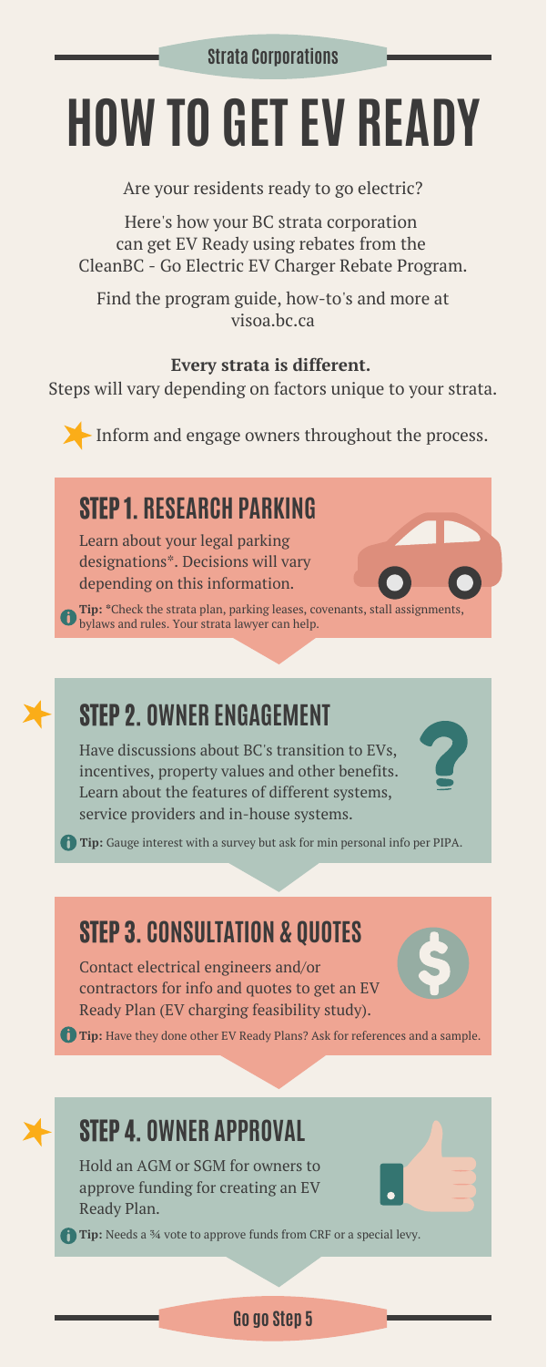Strata Corporations

# HOW TO GET EV READY

Are your residents ready to go electric?

Here's how your BC strata corporation can get EV Ready using rebates from the CleanBC - Go Electric EV Charger Rebate Program.

Find the program guide, how-to's and more at visoa.bc.ca

**Every strata is different.**
Steps will vary depending on factors unique to your strata.

Inform and engage owners throughout the process.

## STEP 1. RESEARCH PARKING

Learn about your legal parking designations*. Decisions will vary depending on this information.

**Tip:** *Check the strata plan, parking leases, covenants, stall assignments, bylaws and rules. Your strata lawyer can help.

## STEP 2. OWNER ENGAGEMENT

Have discussions about BC's transition to EVs, incentives, property values and other benefits. Learn about the features of different systems, service providers and in-house systems.

**Tip:** Gauge interest with a survey but ask for min personal info per PIPA.

## STEP 3. CONSULTATION & QUOTES

Contact electrical engineers and/or contractors for info and quotes to get an EV Ready Plan (EV charging feasibility study).

**Tip:** Have they done other EV Ready Plans? Ask for references and a sample.

## STEP 4. OWNER APPROVAL

Hold an AGM or SGM for owners to approve funding for creating an EV Ready Plan.

**Tip:** Needs a ¾ vote to approve funds from CRF or a special levy.

Go go Step 5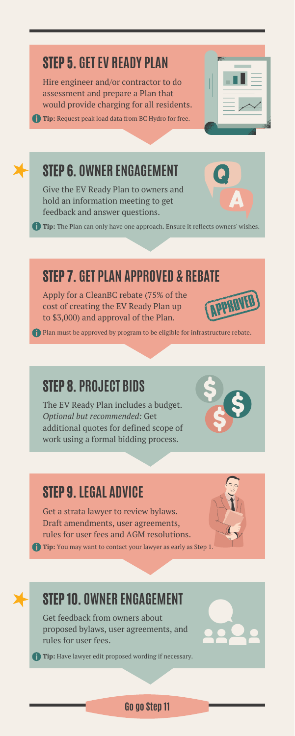## STEP 5. GET EV READY PLAN

Hire engineer and/or contractor to do assessment and prepare a Plan that would provide charging for all residents.

**Tip:** Request peak load data from BC Hydro for free.

## STEP 6. OWNER ENGAGEMENT

Give the EV Ready Plan to owners and hold an information meeting to get feedback and answer questions.

**Tip:** The Plan can only have one approach. Ensure it reflects owners' wishes.

## STEP 7. GET PLAN APPROVED & REBATE

Apply for a CleanBC rebate (75% of the cost of creating the EV Ready Plan up to $3,000) and approval of the Plan.

Plan must be approved by program to be eligible for infrastructure rebate.

## STEP 8. PROJECT BIDS

The EV Ready Plan includes a budget. *Optional but recommended:* Get additional quotes for defined scope of work using a formal bidding process.

## STEP 9. LEGAL ADVICE

Get a strata lawyer to review bylaws. Draft amendments, user agreements, rules for user fees and AGM resolutions.

**Tip:** You may want to contact your lawyer as early as Step 1.

## STEP 10. OWNER ENGAGEMENT

Get feedback from owners about proposed bylaws, user agreements, and rules for user fees.

**Tip:** Have lawyer edit proposed wording if necessary.

**Go go Step 11**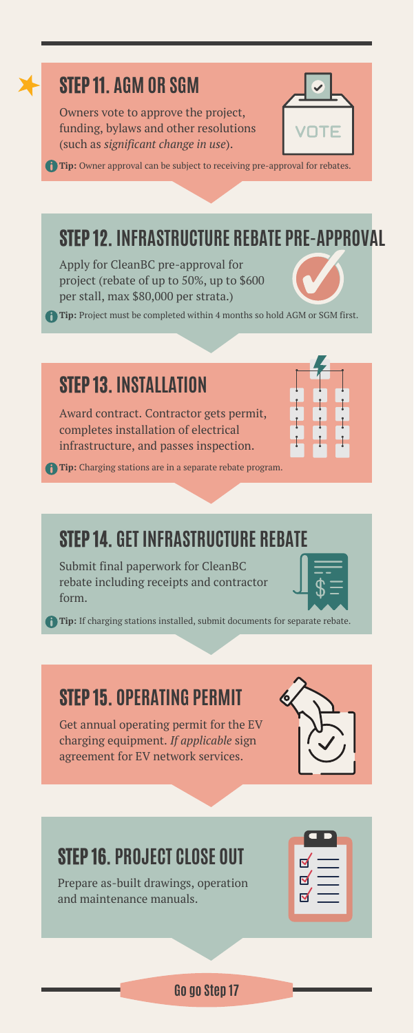## STEP 11. AGM OR SGM

Owners vote to approve the project, funding, bylaws and other resolutions (such as *significant change in use*).

**Tip:** Owner approval can be subject to receiving pre-approval for rebates.

## STEP 12. INFRASTRUCTURE REBATE PRE-APPROVAL

Apply for CleanBC pre-approval for project (rebate of up to 50%, up to $600 per stall, max $80,000 per strata.)

**Tip:** Project must be completed within 4 months so hold AGM or SGM first.

## STEP 13. INSTALLATION

Award contract. Contractor gets permit, completes installation of electrical infrastructure, and passes inspection.

**Tip:** Charging stations are in a separate rebate program.

## STEP 14. GET INFRASTRUCTURE REBATE

Submit final paperwork for CleanBC rebate including receipts and contractor form.

**Tip:** If charging stations installed, submit documents for separate rebate.

## STEP 15. OPERATING PERMIT

Get annual operating permit for the EV charging equipment. *If applicable* sign agreement for EV network services.

## STEP 16. PROJECT CLOSE OUT

Prepare as-built drawings, operation and maintenance manuals.

**Go go Step 17**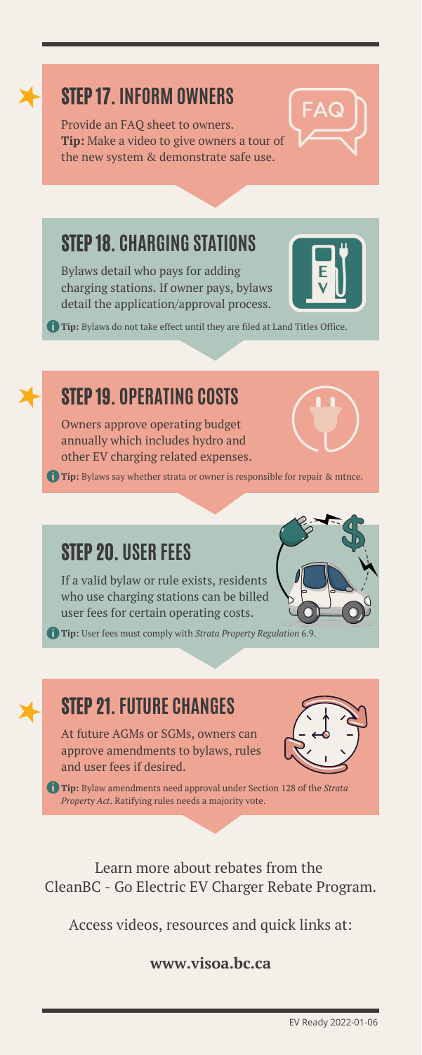## STEP 17. INFORM OWNERS

Provide an FAQ sheet to owners.
**Tip:** Make a video to give owners a tour of the new system & demonstrate safe use.

## STEP 18. CHARGING STATIONS

Bylaws detail who pays for adding charging stations. If owner pays, bylaws detail the application/approval process.

**Tip:** Bylaws do not take effect until they are filed at Land Titles Office.

## STEP 19. OPERATING COSTS

Owners approve operating budget annually which includes hydro and other EV charging related expenses.

**Tip:** Bylaws say whether strata or owner is responsible for repair & mtnce.

## STEP 20. USER FEES

If a valid bylaw or rule exists, residents who use charging stations can be billed user fees for certain operating costs.

**Tip:** User fees must comply with *Strata Property Regulation* 6.9.

## STEP 21. FUTURE CHANGES

At future AGMs or SGMs, owners can approve amendments to bylaws, rules and user fees if desired.

**Tip:** Bylaw amendments need approval under Section 128 of the *Strata Property Act*. Ratifying rules needs a majority vote.

Learn more about rebates from the CleanBC - Go Electric EV Charger Rebate Program.

Access videos, resources and quick links at:

**www.visoa.bc.ca**

EV Ready 2022-01-06